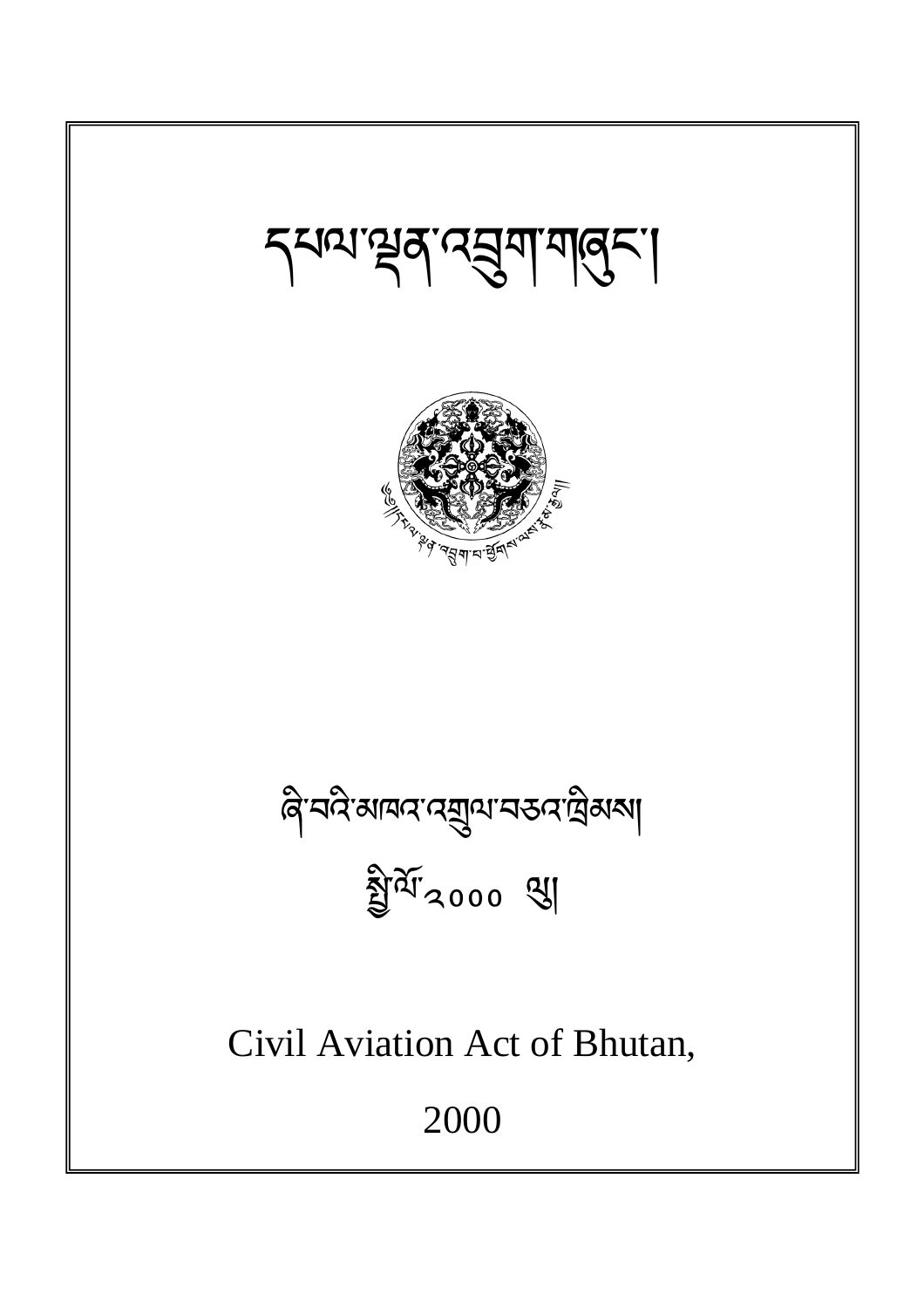# དཔལ་ལྡན་འབྲུག་གཞུང་།

ཞི་བའི་མཁའ་འགྲུལ་བཅའ་ཁྲིམས།

སྤྱི་ལོ་༢༠༠༠ ལུ།

# Civil Aviation Act of Bhutan,

# 2000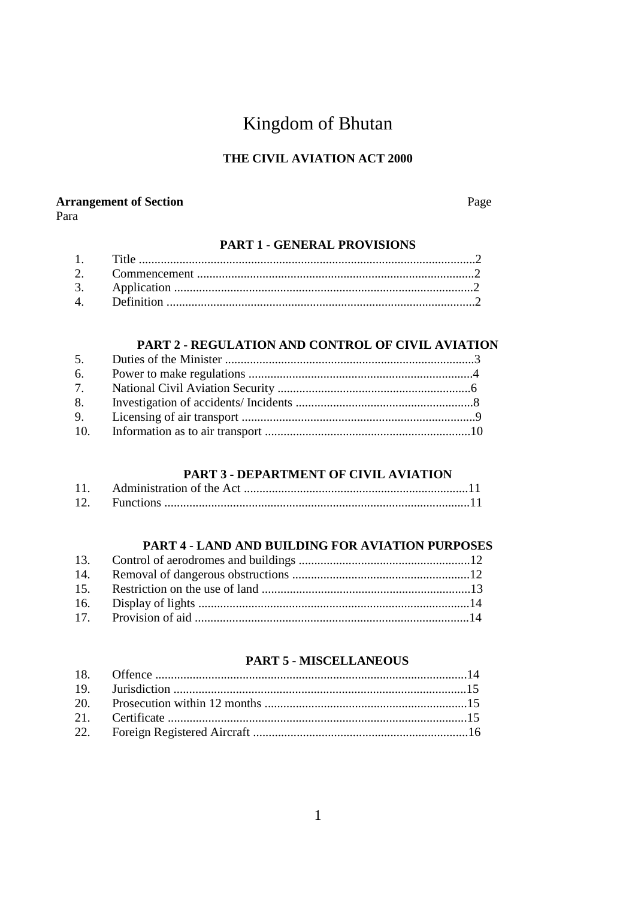# Kingdom of Bhutan

## THE CIVIL AVIATION ACT 2000

**Arrangement of Section** Page

Para

### PART 1 - GENERAL PROVISIONS

| Para | Section | Page |
|---|---|---|
| 1. | Title | 2 |
| 2. | Commencement | 2 |
| 3. | Application | 2 |
| 4. | Definition | 2 |

### PART 2 - REGULATION AND CONTROL OF CIVIL AVIATION

| Para | Section | Page |
|---|---|---|
| 5. | Duties of the Minister | 3 |
| 6. | Power to make regulations | 4 |
| 7. | National Civil Aviation Security | 6 |
| 8. | Investigation of accidents/ Incidents | 8 |
| 9. | Licensing of air transport | 9 |
| 10. | Information as to air transport | 10 |

### PART 3 - DEPARTMENT OF CIVIL AVIATION

| Para | Section | Page |
|---|---|---|
| 11. | Administration of the Act | 11 |
| 12. | Functions | 11 |

### PART 4 - LAND AND BUILDING FOR AVIATION PURPOSES

| Para | Section | Page |
|---|---|---|
| 13. | Control of aerodromes and buildings | 12 |
| 14. | Removal of dangerous obstructions | 12 |
| 15. | Restriction on the use of land | 13 |
| 16. | Display of lights | 14 |
| 17. | Provision of aid | 14 |

### PART 5 - MISCELLANEOUS

| Para | Section | Page |
|---|---|---|
| 18. | Offence | 14 |
| 19. | Jurisdiction | 15 |
| 20. | Prosecution within 12 months | 15 |
| 21. | Certificate | 15 |
| 22. | Foreign Registered Aircraft | 16 |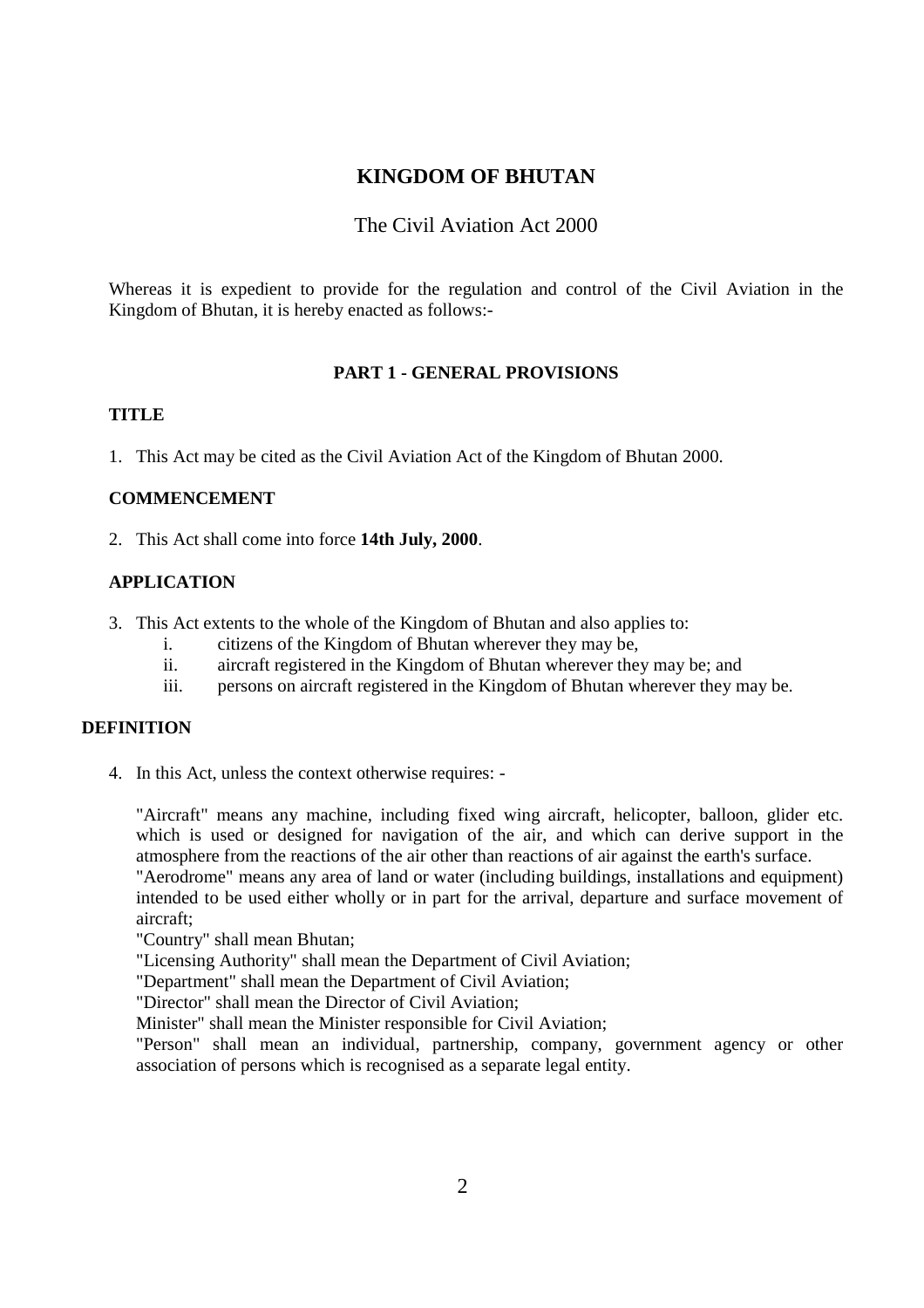# KINGDOM OF BHUTAN

## The Civil Aviation Act 2000

Whereas it is expedient to provide for the regulation and control of the Civil Aviation in the Kingdom of Bhutan, it is hereby enacted as follows:-

### PART 1 - GENERAL PROVISIONS

#### TITLE

1. This Act may be cited as the Civil Aviation Act of the Kingdom of Bhutan 2000.

#### COMMENCEMENT

2. This Act shall come into force **14th July, 2000**.

#### APPLICATION

3. This Act extents to the whole of the Kingdom of Bhutan and also applies to:
   i. citizens of the Kingdom of Bhutan wherever they may be,
   ii. aircraft registered in the Kingdom of Bhutan wherever they may be; and
   iii. persons on aircraft registered in the Kingdom of Bhutan wherever they may be.

#### DEFINITION

4. In this Act, unless the context otherwise requires: -

   "Aircraft" means any machine, including fixed wing aircraft, helicopter, balloon, glider etc. which is used or designed for navigation of the air, and which can derive support in the atmosphere from the reactions of the air other than reactions of air against the earth's surface.
   "Aerodrome" means any area of land or water (including buildings, installations and equipment) intended to be used either wholly or in part for the arrival, departure and surface movement of aircraft;
   "Country" shall mean Bhutan;
   "Licensing Authority" shall mean the Department of Civil Aviation;
   "Department" shall mean the Department of Civil Aviation;
   "Director" shall mean the Director of Civil Aviation;
   Minister" shall mean the Minister responsible for Civil Aviation;
   "Person" shall mean an individual, partnership, company, government agency or other association of persons which is recognised as a separate legal entity.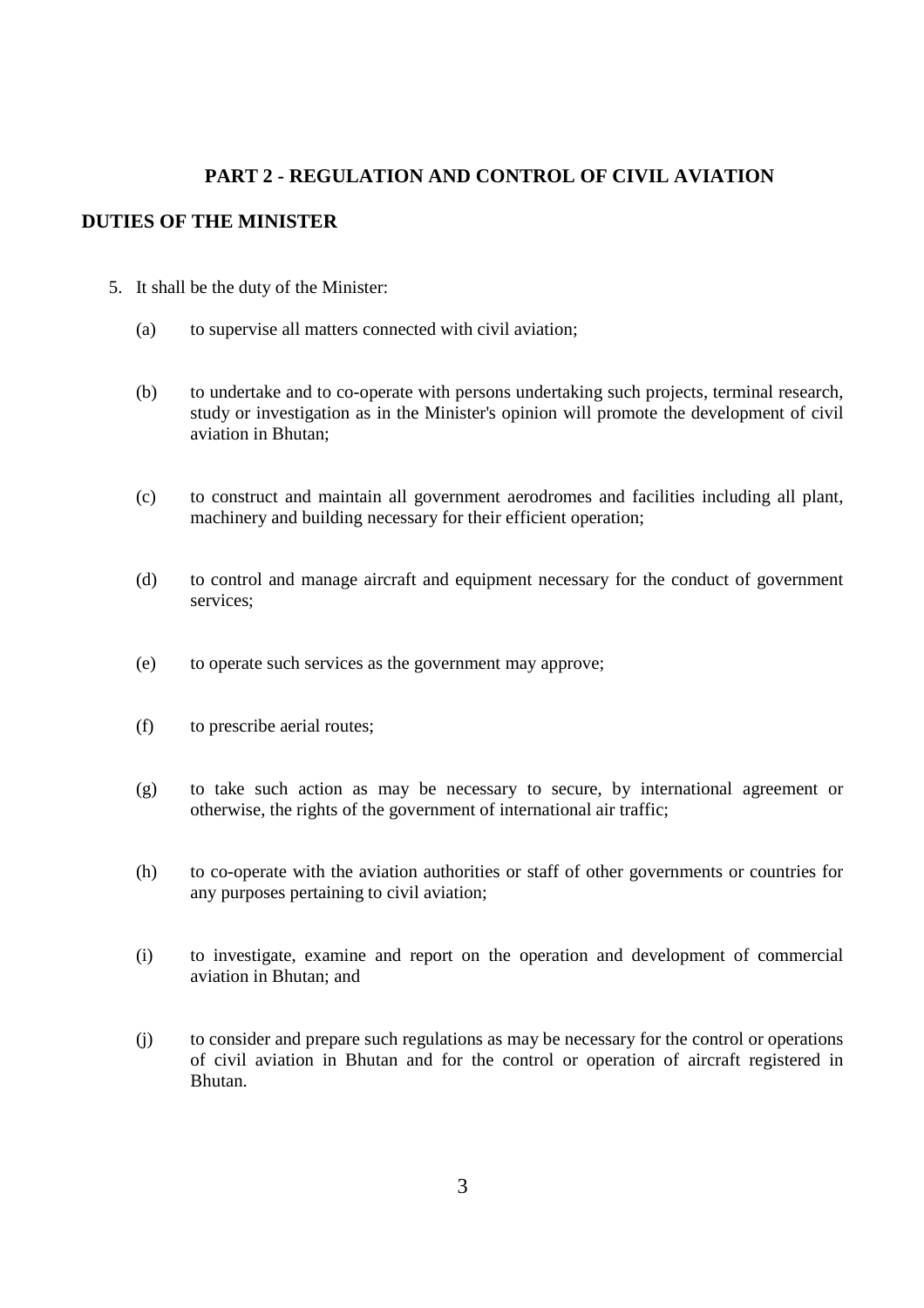## PART 2 - REGULATION AND CONTROL OF CIVIL AVIATION

### DUTIES OF THE MINISTER

5. It shall be the duty of the Minister:

   (a) to supervise all matters connected with civil aviation;

   (b) to undertake and to co-operate with persons undertaking such projects, terminal research, study or investigation as in the Minister's opinion will promote the development of civil aviation in Bhutan;

   (c) to construct and maintain all government aerodromes and facilities including all plant, machinery and building necessary for their efficient operation;

   (d) to control and manage aircraft and equipment necessary for the conduct of government services;

   (e) to operate such services as the government may approve;

   (f) to prescribe aerial routes;

   (g) to take such action as may be necessary to secure, by international agreement or otherwise, the rights of the government of international air traffic;

   (h) to co-operate with the aviation authorities or staff of other governments or countries for any purposes pertaining to civil aviation;

   (i) to investigate, examine and report on the operation and development of commercial aviation in Bhutan; and

   (j) to consider and prepare such regulations as may be necessary for the control or operations of civil aviation in Bhutan and for the control or operation of aircraft registered in Bhutan.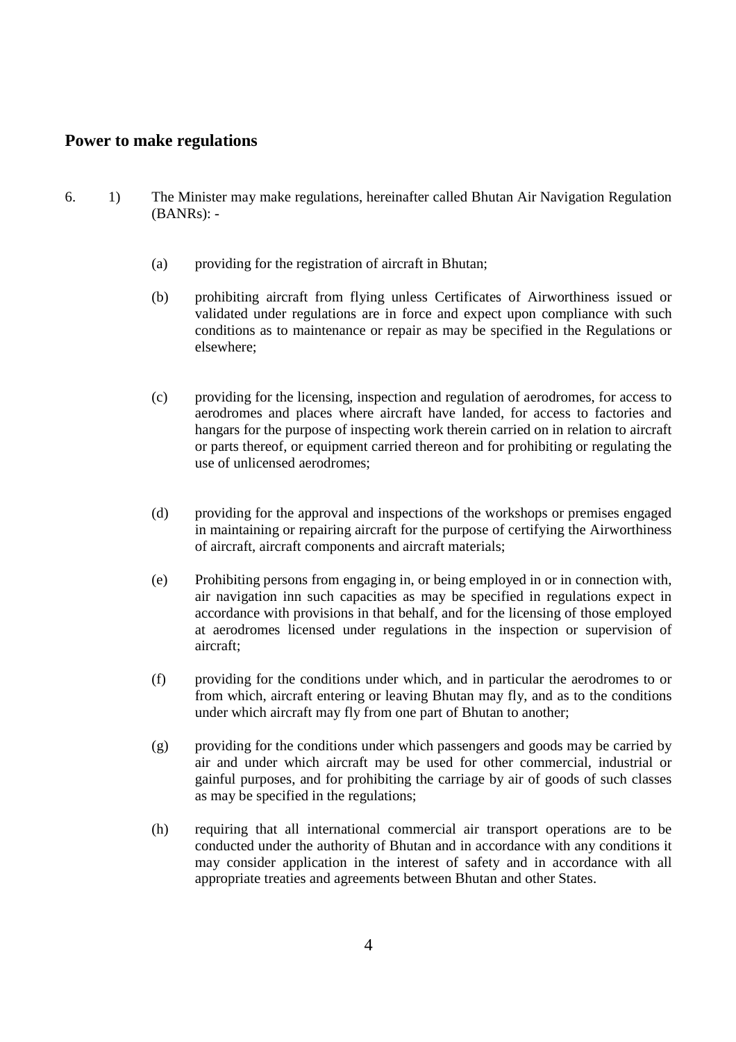## Power to make regulations

6. 1) The Minister may make regulations, hereinafter called Bhutan Air Navigation Regulation (BANRs): -

   (a) providing for the registration of aircraft in Bhutan;

   (b) prohibiting aircraft from flying unless Certificates of Airworthiness issued or validated under regulations are in force and expect upon compliance with such conditions as to maintenance or repair as may be specified in the Regulations or elsewhere;

   (c) providing for the licensing, inspection and regulation of aerodromes, for access to aerodromes and places where aircraft have landed, for access to factories and hangars for the purpose of inspecting work therein carried on in relation to aircraft or parts thereof, or equipment carried thereon and for prohibiting or regulating the use of unlicensed aerodromes;

   (d) providing for the approval and inspections of the workshops or premises engaged in maintaining or repairing aircraft for the purpose of certifying the Airworthiness of aircraft, aircraft components and aircraft materials;

   (e) Prohibiting persons from engaging in, or being employed in or in connection with, air navigation inn such capacities as may be specified in regulations expect in accordance with provisions in that behalf, and for the licensing of those employed at aerodromes licensed under regulations in the inspection or supervision of aircraft;

   (f) providing for the conditions under which, and in particular the aerodromes to or from which, aircraft entering or leaving Bhutan may fly, and as to the conditions under which aircraft may fly from one part of Bhutan to another;

   (g) providing for the conditions under which passengers and goods may be carried by air and under which aircraft may be used for other commercial, industrial or gainful purposes, and for prohibiting the carriage by air of goods of such classes as may be specified in the regulations;

   (h) requiring that all international commercial air transport operations are to be conducted under the authority of Bhutan and in accordance with any conditions it may consider application in the interest of safety and in accordance with all appropriate treaties and agreements between Bhutan and other States.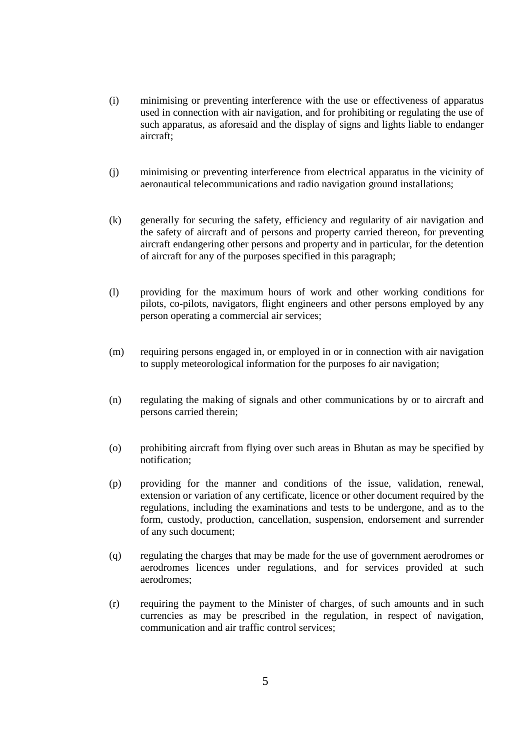(i) minimising or preventing interference with the use or effectiveness of apparatus used in connection with air navigation, and for prohibiting or regulating the use of such apparatus, as aforesaid and the display of signs and lights liable to endanger aircraft;

(j) minimising or preventing interference from electrical apparatus in the vicinity of aeronautical telecommunications and radio navigation ground installations;

(k) generally for securing the safety, efficiency and regularity of air navigation and the safety of aircraft and of persons and property carried thereon, for preventing aircraft endangering other persons and property and in particular, for the detention of aircraft for any of the purposes specified in this paragraph;

(l) providing for the maximum hours of work and other working conditions for pilots, co-pilots, navigators, flight engineers and other persons employed by any person operating a commercial air services;

(m) requiring persons engaged in, or employed in or in connection with air navigation to supply meteorological information for the purposes fo air navigation;

(n) regulating the making of signals and other communications by or to aircraft and persons carried therein;

(o) prohibiting aircraft from flying over such areas in Bhutan as may be specified by notification;

(p) providing for the manner and conditions of the issue, validation, renewal, extension or variation of any certificate, licence or other document required by the regulations, including the examinations and tests to be undergone, and as to the form, custody, production, cancellation, suspension, endorsement and surrender of any such document;

(q) regulating the charges that may be made for the use of government aerodromes or aerodromes licences under regulations, and for services provided at such aerodromes;

(r) requiring the payment to the Minister of charges, of such amounts and in such currencies as may be prescribed in the regulation, in respect of navigation, communication and air traffic control services;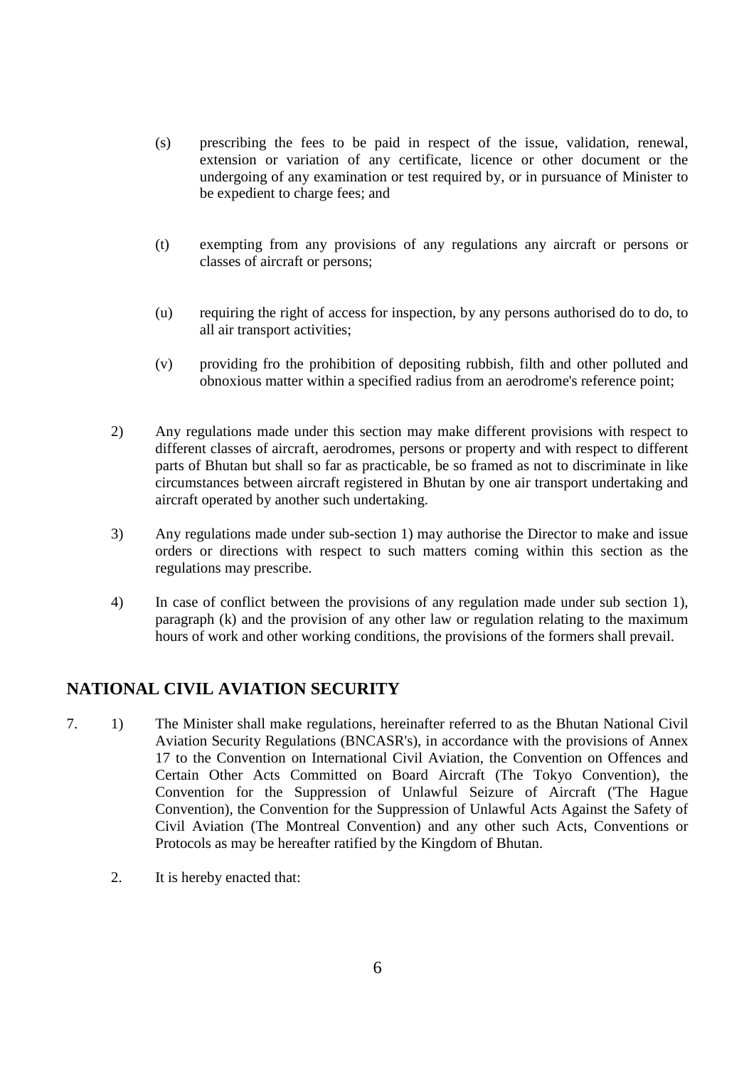(s) prescribing the fees to be paid in respect of the issue, validation, renewal, extension or variation of any certificate, licence or other document or the undergoing of any examination or test required by, or in pursuance of Minister to be expedient to charge fees; and

(t) exempting from any provisions of any regulations any aircraft or persons or classes of aircraft or persons;

(u) requiring the right of access for inspection, by any persons authorised do to do, to all air transport activities;

(v) providing fro the prohibition of depositing rubbish, filth and other polluted and obnoxious matter within a specified radius from an aerodrome's reference point;

2) Any regulations made under this section may make different provisions with respect to different classes of aircraft, aerodromes, persons or property and with respect to different parts of Bhutan but shall so far as practicable, be so framed as not to discriminate in like circumstances between aircraft registered in Bhutan by one air transport undertaking and aircraft operated by another such undertaking.

3) Any regulations made under sub-section 1) may authorise the Director to make and issue orders or directions with respect to such matters coming within this section as the regulations may prescribe.

4) In case of conflict between the provisions of any regulation made under sub section 1), paragraph (k) and the provision of any other law or regulation relating to the maximum hours of work and other working conditions, the provisions of the formers shall prevail.

## NATIONAL CIVIL AVIATION SECURITY

7. 1) The Minister shall make regulations, hereinafter referred to as the Bhutan National Civil Aviation Security Regulations (BNCASR's), in accordance with the provisions of Annex 17 to the Convention on International Civil Aviation, the Convention on Offences and Certain Other Acts Committed on Board Aircraft (The Tokyo Convention), the Convention for the Suppression of Unlawful Seizure of Aircraft ('The Hague Convention), the Convention for the Suppression of Unlawful Acts Against the Safety of Civil Aviation (The Montreal Convention) and any other such Acts, Conventions or Protocols as may be hereafter ratified by the Kingdom of Bhutan.

2. It is hereby enacted that: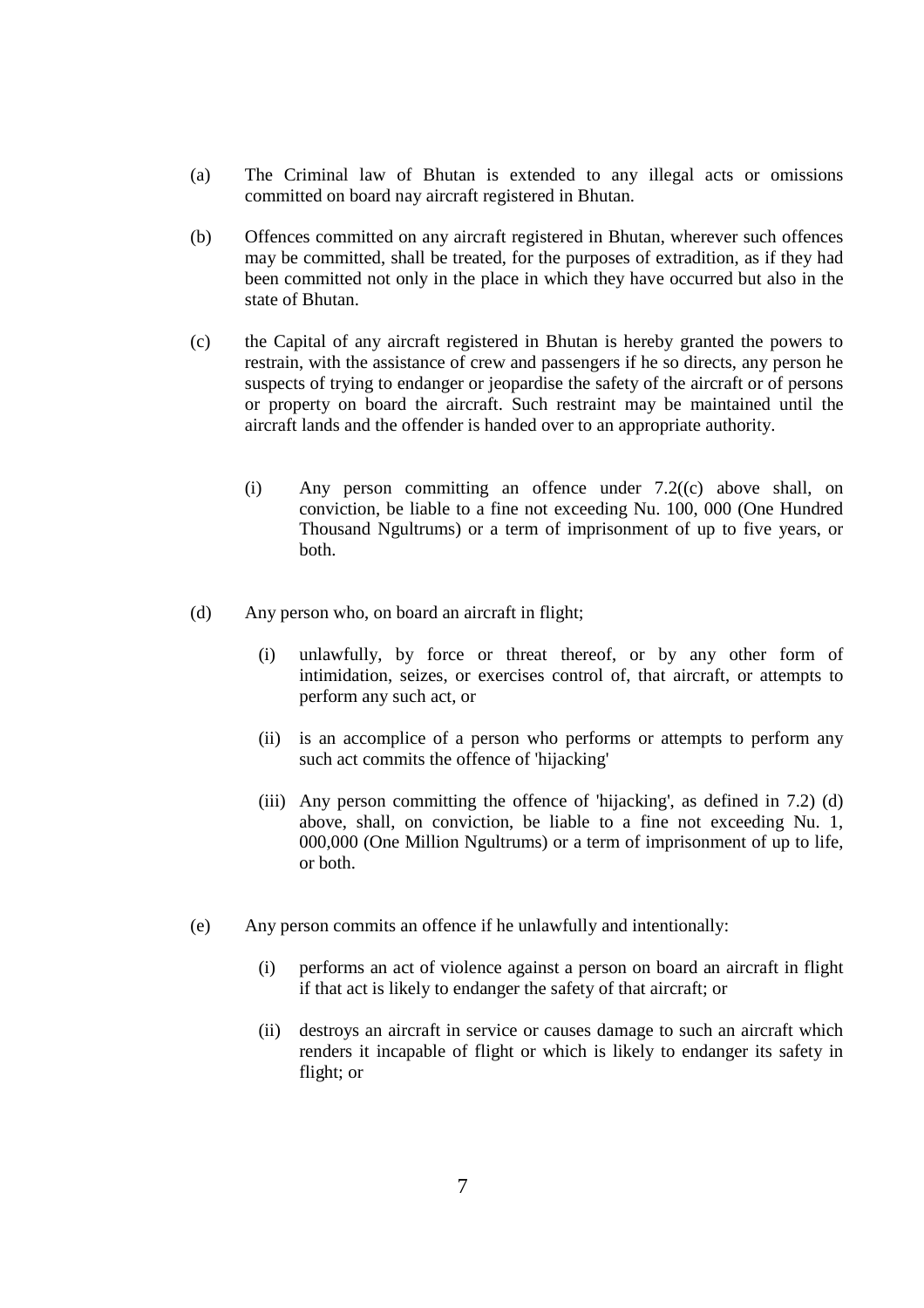(a) The Criminal law of Bhutan is extended to any illegal acts or omissions committed on board nay aircraft registered in Bhutan.

(b) Offences committed on any aircraft registered in Bhutan, wherever such offences may be committed, shall be treated, for the purposes of extradition, as if they had been committed not only in the place in which they have occurred but also in the state of Bhutan.

(c) the Capital of any aircraft registered in Bhutan is hereby granted the powers to restrain, with the assistance of crew and passengers if he so directs, any person he suspects of trying to endanger or jeopardise the safety of the aircraft or of persons or property on board the aircraft. Such restraint may be maintained until the aircraft lands and the offender is handed over to an appropriate authority.

   (i) Any person committing an offence under 7.2((c) above shall, on conviction, be liable to a fine not exceeding Nu. 100, 000 (One Hundred Thousand Ngultrums) or a term of imprisonment of up to five years, or both.

(d) Any person who, on board an aircraft in flight;

   (i) unlawfully, by force or threat thereof, or by any other form of intimidation, seizes, or exercises control of, that aircraft, or attempts to perform any such act, or

   (ii) is an accomplice of a person who performs or attempts to perform any such act commits the offence of 'hijacking'

   (iii) Any person committing the offence of 'hijacking', as defined in 7.2) (d) above, shall, on conviction, be liable to a fine not exceeding Nu. 1, 000,000 (One Million Ngultrums) or a term of imprisonment of up to life, or both.

(e) Any person commits an offence if he unlawfully and intentionally:

   (i) performs an act of violence against a person on board an aircraft in flight if that act is likely to endanger the safety of that aircraft; or

   (ii) destroys an aircraft in service or causes damage to such an aircraft which renders it incapable of flight or which is likely to endanger its safety in flight; or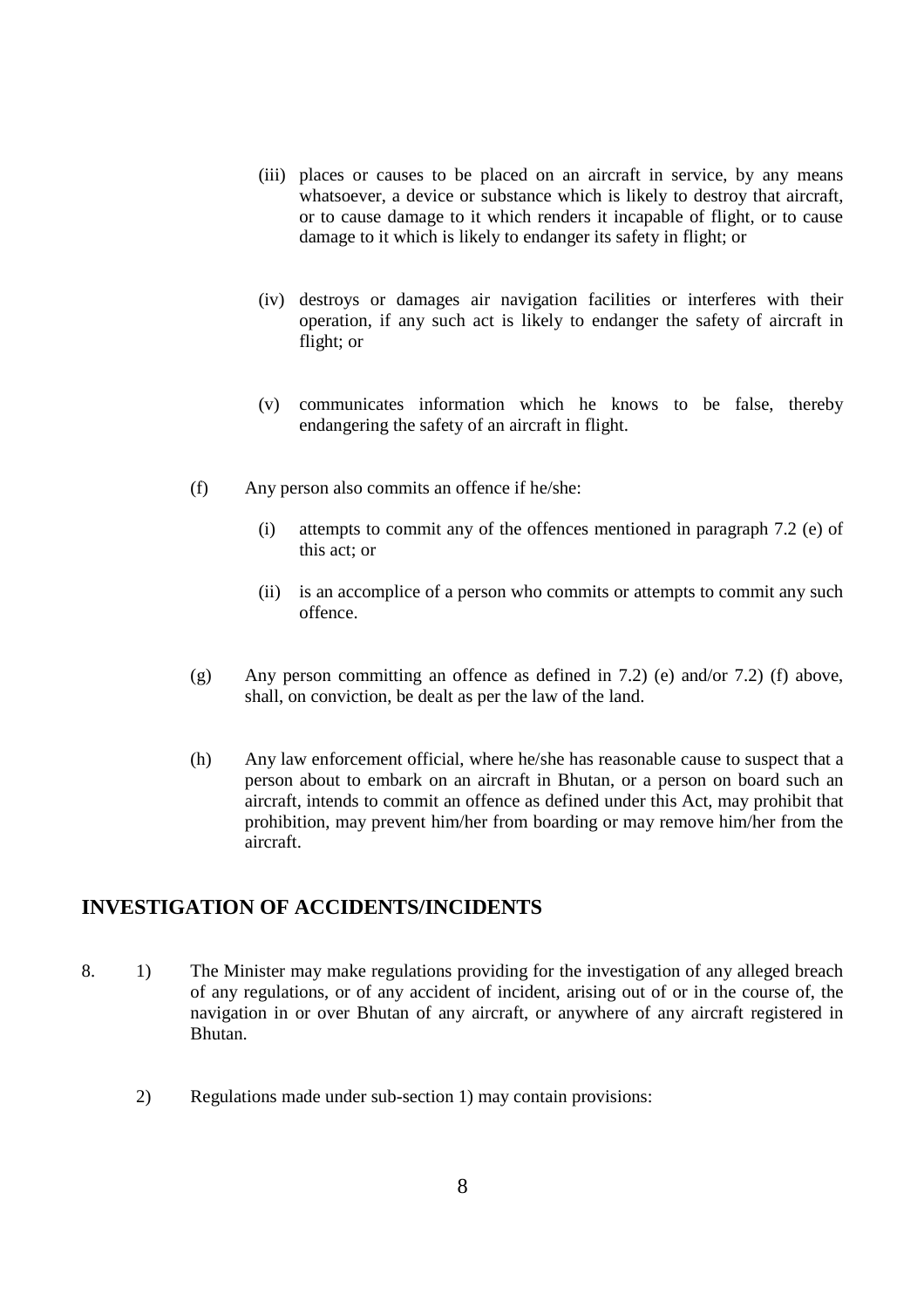(iii) places or causes to be placed on an aircraft in service, by any means whatsoever, a device or substance which is likely to destroy that aircraft, or to cause damage to it which renders it incapable of flight, or to cause damage to it which is likely to endanger its safety in flight; or

(iv) destroys or damages air navigation facilities or interferes with their operation, if any such act is likely to endanger the safety of aircraft in flight; or

(v) communicates information which he knows to be false, thereby endangering the safety of an aircraft in flight.

(f) Any person also commits an offence if he/she:

(i) attempts to commit any of the offences mentioned in paragraph 7.2 (e) of this act; or

(ii) is an accomplice of a person who commits or attempts to commit any such offence.

(g) Any person committing an offence as defined in 7.2) (e) and/or 7.2) (f) above, shall, on conviction, be dealt as per the law of the land.

(h) Any law enforcement official, where he/she has reasonable cause to suspect that a person about to embark on an aircraft in Bhutan, or a person on board such an aircraft, intends to commit an offence as defined under this Act, may prohibit that prohibition, may prevent him/her from boarding or may remove him/her from the aircraft.

## INVESTIGATION OF ACCIDENTS/INCIDENTS

8. 1) The Minister may make regulations providing for the investigation of any alleged breach of any regulations, or of any accident of incident, arising out of or in the course of, the navigation in or over Bhutan of any aircraft, or anywhere of any aircraft registered in Bhutan.

2) Regulations made under sub-section 1) may contain provisions: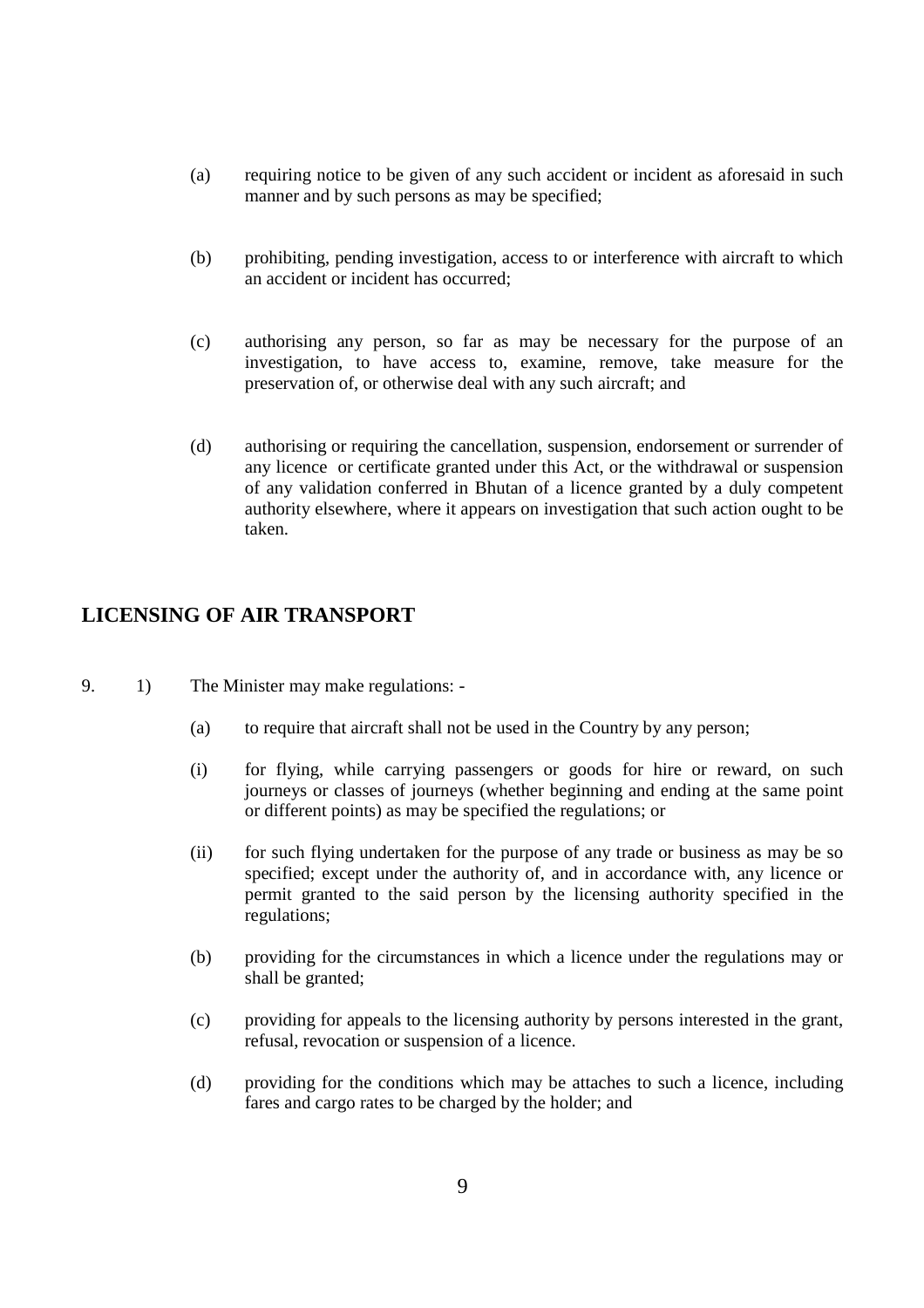(a) requiring notice to be given of any such accident or incident as aforesaid in such manner and by such persons as may be specified;

(b) prohibiting, pending investigation, access to or interference with aircraft to which an accident or incident has occurred;

(c) authorising any person, so far as may be necessary for the purpose of an investigation, to have access to, examine, remove, take measure for the preservation of, or otherwise deal with any such aircraft; and

(d) authorising or requiring the cancellation, suspension, endorsement or surrender of any licence or certificate granted under this Act, or the withdrawal or suspension of any validation conferred in Bhutan of a licence granted by a duly competent authority elsewhere, where it appears on investigation that such action ought to be taken.

## LICENSING OF AIR TRANSPORT

9. 1) The Minister may make regulations: -

(a) to require that aircraft shall not be used in the Country by any person;

(i) for flying, while carrying passengers or goods for hire or reward, on such journeys or classes of journeys (whether beginning and ending at the same point or different points) as may be specified the regulations; or

(ii) for such flying undertaken for the purpose of any trade or business as may be so specified; except under the authority of, and in accordance with, any licence or permit granted to the said person by the licensing authority specified in the regulations;

(b) providing for the circumstances in which a licence under the regulations may or shall be granted;

(c) providing for appeals to the licensing authority by persons interested in the grant, refusal, revocation or suspension of a licence.

(d) providing for the conditions which may be attaches to such a licence, including fares and cargo rates to be charged by the holder; and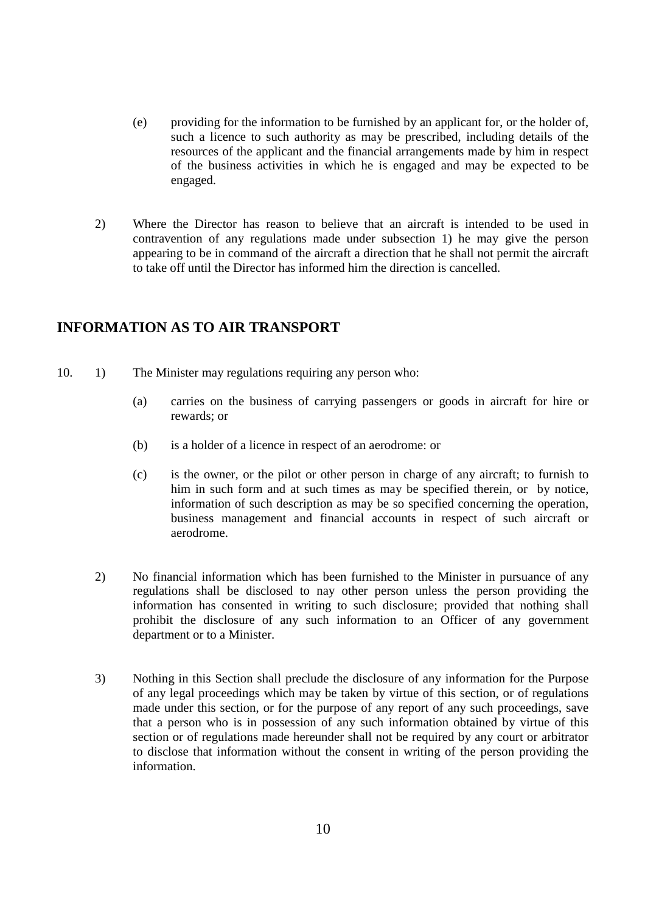(e) providing for the information to be furnished by an applicant for, or the holder of, such a licence to such authority as may be prescribed, including details of the resources of the applicant and the financial arrangements made by him in respect of the business activities in which he is engaged and may be expected to be engaged.

2) Where the Director has reason to believe that an aircraft is intended to be used in contravention of any regulations made under subsection 1) he may give the person appearing to be in command of the aircraft a direction that he shall not permit the aircraft to take off until the Director has informed him the direction is cancelled.

## INFORMATION AS TO AIR TRANSPORT

10. 1) The Minister may regulations requiring any person who:

(a) carries on the business of carrying passengers or goods in aircraft for hire or rewards; or

(b) is a holder of a licence in respect of an aerodrome: or

(c) is the owner, or the pilot or other person in charge of any aircraft; to furnish to him in such form and at such times as may be specified therein, or by notice, information of such description as may be so specified concerning the operation, business management and financial accounts in respect of such aircraft or aerodrome.

2) No financial information which has been furnished to the Minister in pursuance of any regulations shall be disclosed to nay other person unless the person providing the information has consented in writing to such disclosure; provided that nothing shall prohibit the disclosure of any such information to an Officer of any government department or to a Minister.

3) Nothing in this Section shall preclude the disclosure of any information for the Purpose of any legal proceedings which may be taken by virtue of this section, or of regulations made under this section, or for the purpose of any report of any such proceedings, save that a person who is in possession of any such information obtained by virtue of this section or of regulations made hereunder shall not be required by any court or arbitrator to disclose that information without the consent in writing of the person providing the information.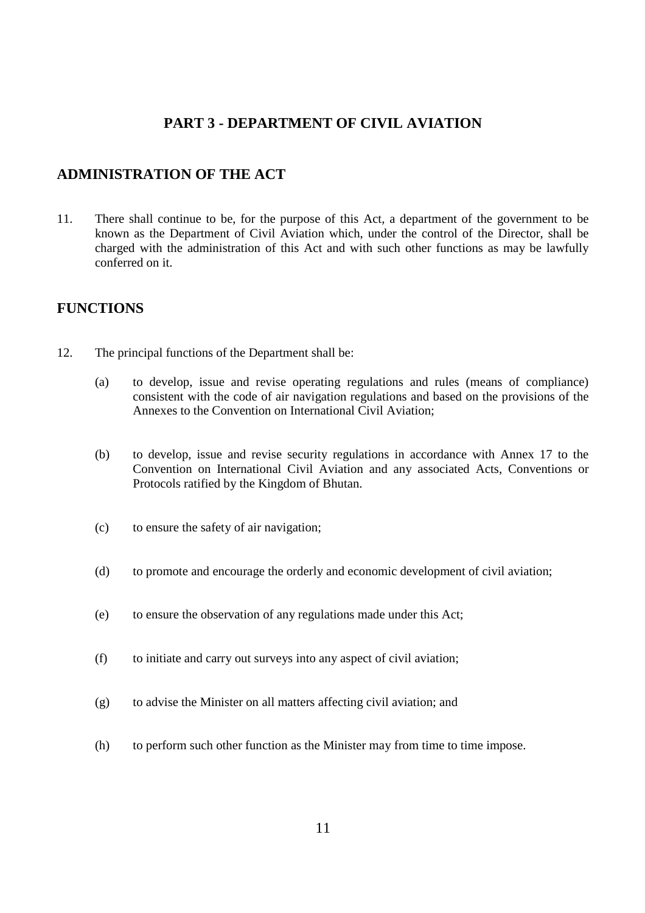# PART 3 - DEPARTMENT OF CIVIL AVIATION

## ADMINISTRATION OF THE ACT

11. There shall continue to be, for the purpose of this Act, a department of the government to be known as the Department of Civil Aviation which, under the control of the Director, shall be charged with the administration of this Act and with such other functions as may be lawfully conferred on it.

## FUNCTIONS

12. The principal functions of the Department shall be:

    (a) to develop, issue and revise operating regulations and rules (means of compliance) consistent with the code of air navigation regulations and based on the provisions of the Annexes to the Convention on International Civil Aviation;

    (b) to develop, issue and revise security regulations in accordance with Annex 17 to the Convention on International Civil Aviation and any associated Acts, Conventions or Protocols ratified by the Kingdom of Bhutan.

    (c) to ensure the safety of air navigation;

    (d) to promote and encourage the orderly and economic development of civil aviation;

    (e) to ensure the observation of any regulations made under this Act;

    (f) to initiate and carry out surveys into any aspect of civil aviation;

    (g) to advise the Minister on all matters affecting civil aviation; and

    (h) to perform such other function as the Minister may from time to time impose.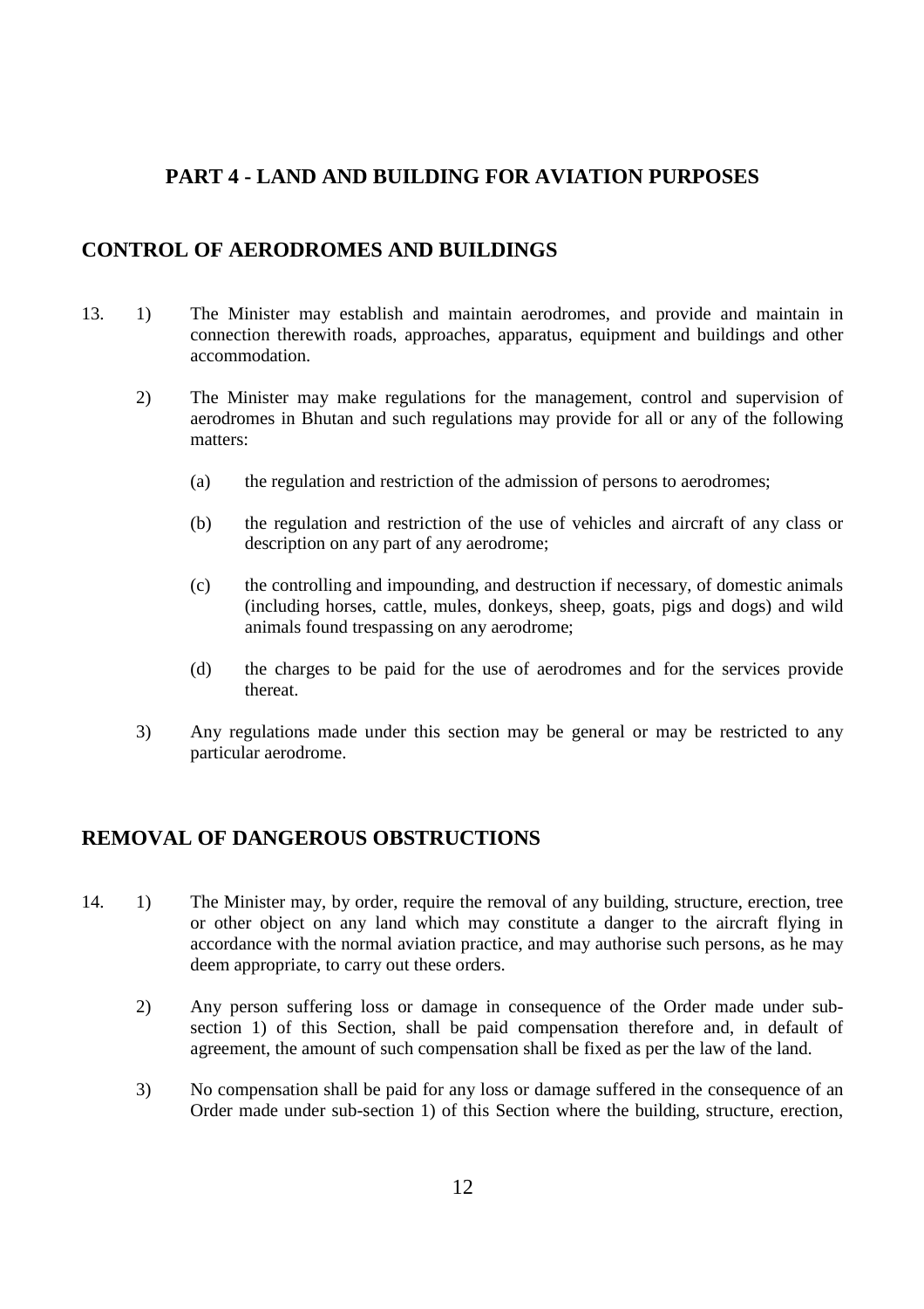## PART 4 - LAND AND BUILDING FOR AVIATION PURPOSES

## CONTROL OF AERODROMES AND BUILDINGS

13. 1) The Minister may establish and maintain aerodromes, and provide and maintain in connection therewith roads, approaches, apparatus, equipment and buildings and other accommodation.

    2) The Minister may make regulations for the management, control and supervision of aerodromes in Bhutan and such regulations may provide for all or any of the following matters:

       (a) the regulation and restriction of the admission of persons to aerodromes;

       (b) the regulation and restriction of the use of vehicles and aircraft of any class or description on any part of any aerodrome;

       (c) the controlling and impounding, and destruction if necessary, of domestic animals (including horses, cattle, mules, donkeys, sheep, goats, pigs and dogs) and wild animals found trespassing on any aerodrome;

       (d) the charges to be paid for the use of aerodromes and for the services provide thereat.

    3) Any regulations made under this section may be general or may be restricted to any particular aerodrome.

## REMOVAL OF DANGEROUS OBSTRUCTIONS

14. 1) The Minister may, by order, require the removal of any building, structure, erection, tree or other object on any land which may constitute a danger to the aircraft flying in accordance with the normal aviation practice, and may authorise such persons, as he may deem appropriate, to carry out these orders.

    2) Any person suffering loss or damage in consequence of the Order made under sub-section 1) of this Section, shall be paid compensation therefore and, in default of agreement, the amount of such compensation shall be fixed as per the law of the land.

    3) No compensation shall be paid for any loss or damage suffered in the consequence of an Order made under sub-section 1) of this Section where the building, structure, erection,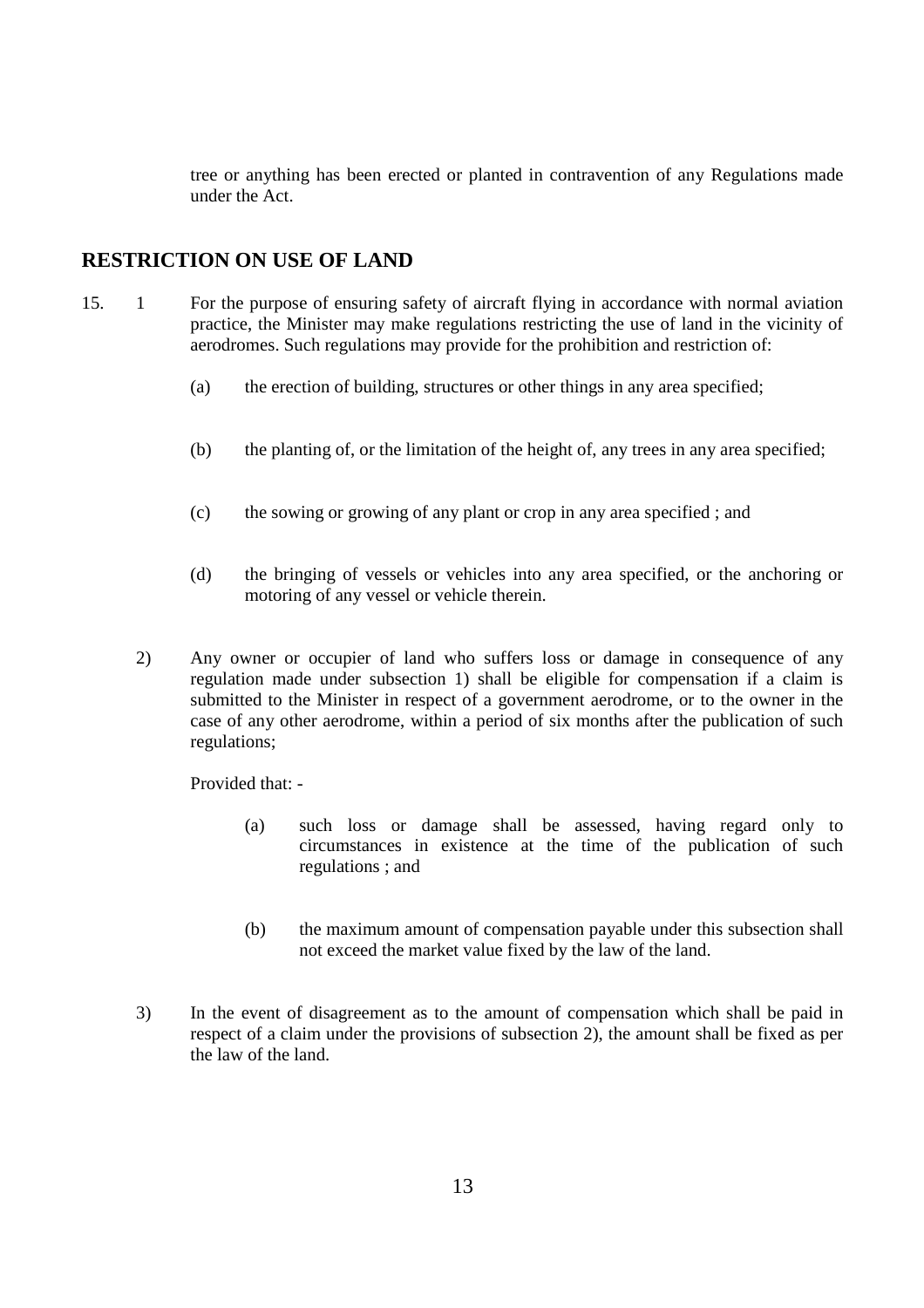tree or anything has been erected or planted in contravention of any Regulations made under the Act.

## RESTRICTION ON USE OF LAND

15. 1 For the purpose of ensuring safety of aircraft flying in accordance with normal aviation practice, the Minister may make regulations restricting the use of land in the vicinity of aerodromes. Such regulations may provide for the prohibition and restriction of:

    (a) the erection of building, structures or other things in any area specified;

    (b) the planting of, or the limitation of the height of, any trees in any area specified;

    (c) the sowing or growing of any plant or crop in any area specified ; and

    (d) the bringing of vessels or vehicles into any area specified, or the anchoring or motoring of any vessel or vehicle therein.

2) Any owner or occupier of land who suffers loss or damage in consequence of any regulation made under subsection 1) shall be eligible for compensation if a claim is submitted to the Minister in respect of a government aerodrome, or to the owner in the case of any other aerodrome, within a period of six months after the publication of such regulations;

   Provided that: -

   (a) such loss or damage shall be assessed, having regard only to circumstances in existence at the time of the publication of such regulations ; and

   (b) the maximum amount of compensation payable under this subsection shall not exceed the market value fixed by the law of the land.

3) In the event of disagreement as to the amount of compensation which shall be paid in respect of a claim under the provisions of subsection 2), the amount shall be fixed as per the law of the land.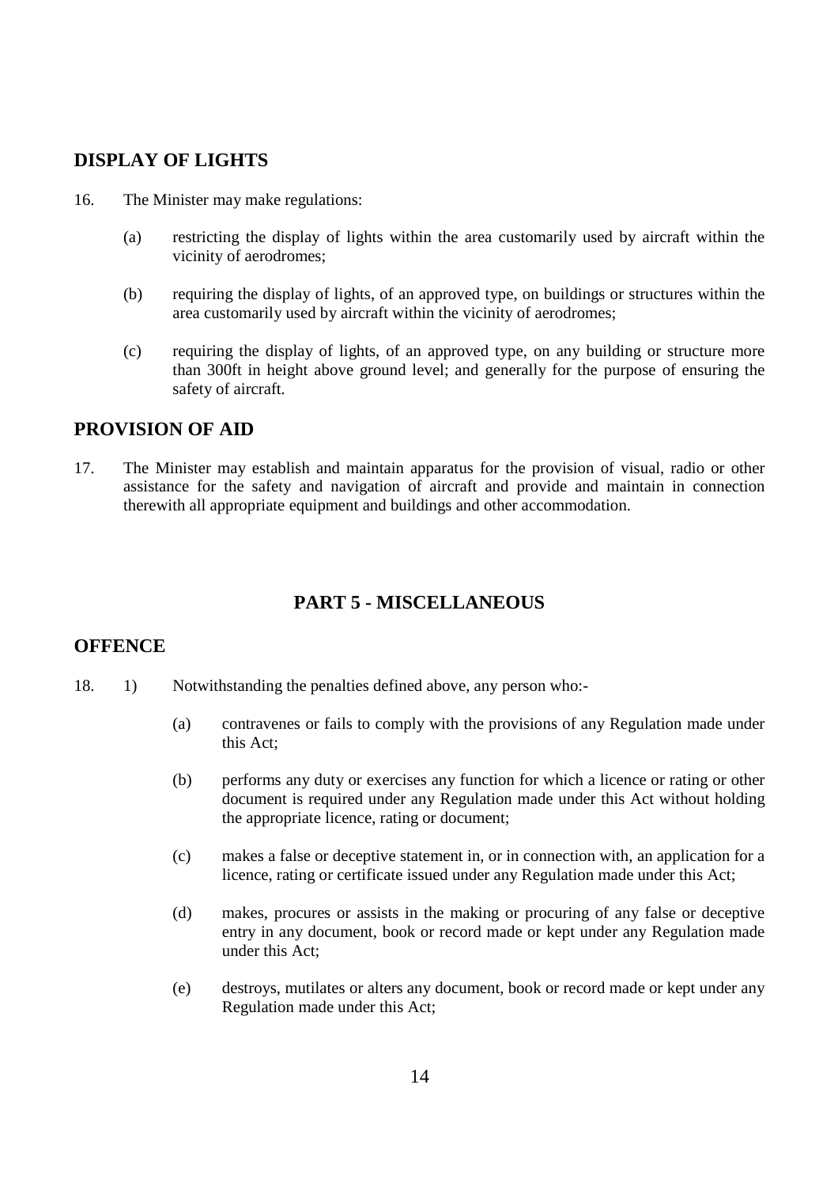## DISPLAY OF LIGHTS

16. The Minister may make regulations:

    (a) restricting the display of lights within the area customarily used by aircraft within the vicinity of aerodromes;

    (b) requiring the display of lights, of an approved type, on buildings or structures within the area customarily used by aircraft within the vicinity of aerodromes;

    (c) requiring the display of lights, of an approved type, on any building or structure more than 300ft in height above ground level; and generally for the purpose of ensuring the safety of aircraft.

## PROVISION OF AID

17. The Minister may establish and maintain apparatus for the provision of visual, radio or other assistance for the safety and navigation of aircraft and provide and maintain in connection therewith all appropriate equipment and buildings and other accommodation.

# PART 5 - MISCELLANEOUS

## OFFENCE

18. 1) Notwithstanding the penalties defined above, any person who:-

    (a) contravenes or fails to comply with the provisions of any Regulation made under this Act;

    (b) performs any duty or exercises any function for which a licence or rating or other document is required under any Regulation made under this Act without holding the appropriate licence, rating or document;

    (c) makes a false or deceptive statement in, or in connection with, an application for a licence, rating or certificate issued under any Regulation made under this Act;

    (d) makes, procures or assists in the making or procuring of any false or deceptive entry in any document, book or record made or kept under any Regulation made under this Act;

    (e) destroys, mutilates or alters any document, book or record made or kept under any Regulation made under this Act;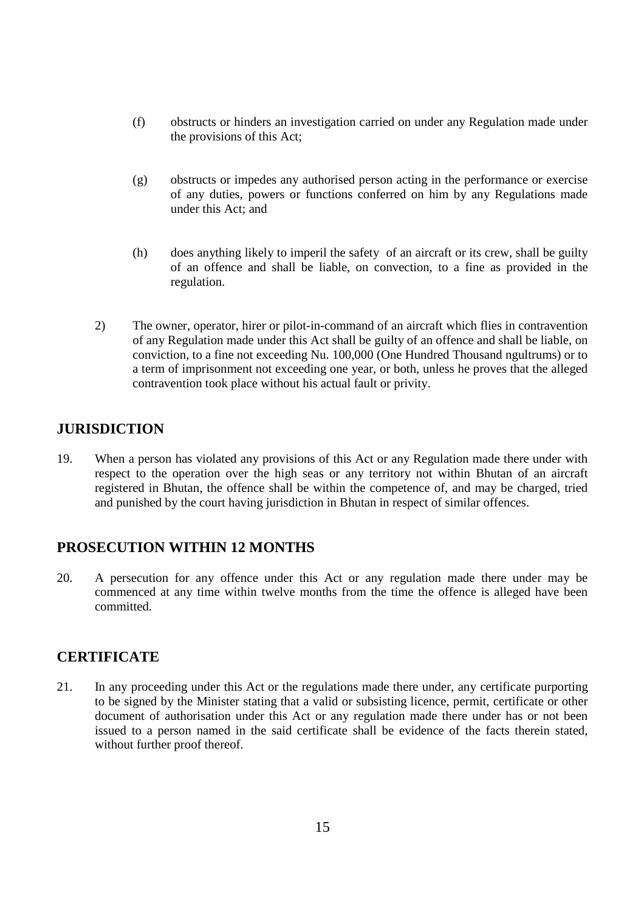(f) obstructs or hinders an investigation carried on under any Regulation made under the provisions of this Act;

(g) obstructs or impedes any authorised person acting in the performance or exercise of any duties, powers or functions conferred on him by any Regulations made under this Act; and

(h) does anything likely to imperil the safety of an aircraft or its crew, shall be guilty of an offence and shall be liable, on convection, to a fine as provided in the regulation.

2) The owner, operator, hirer or pilot-in-command of an aircraft which flies in contravention of any Regulation made under this Act shall be guilty of an offence and shall be liable, on conviction, to a fine not exceeding Nu. 100,000 (One Hundred Thousand ngultrums) or to a term of imprisonment not exceeding one year, or both, unless he proves that the alleged contravention took place without his actual fault or privity.

## JURISDICTION

19. When a person has violated any provisions of this Act or any Regulation made there under with respect to the operation over the high seas or any territory not within Bhutan of an aircraft registered in Bhutan, the offence shall be within the competence of, and may be charged, tried and punished by the court having jurisdiction in Bhutan in respect of similar offences.

## PROSECUTION WITHIN 12 MONTHS

20. A persecution for any offence under this Act or any regulation made there under may be commenced at any time within twelve months from the time the offence is alleged have been committed.

## CERTIFICATE

21. In any proceeding under this Act or the regulations made there under, any certificate purporting to be signed by the Minister stating that a valid or subsisting licence, permit, certificate or other document of authorisation under this Act or any regulation made there under has or not been issued to a person named in the said certificate shall be evidence of the facts therein stated, without further proof thereof.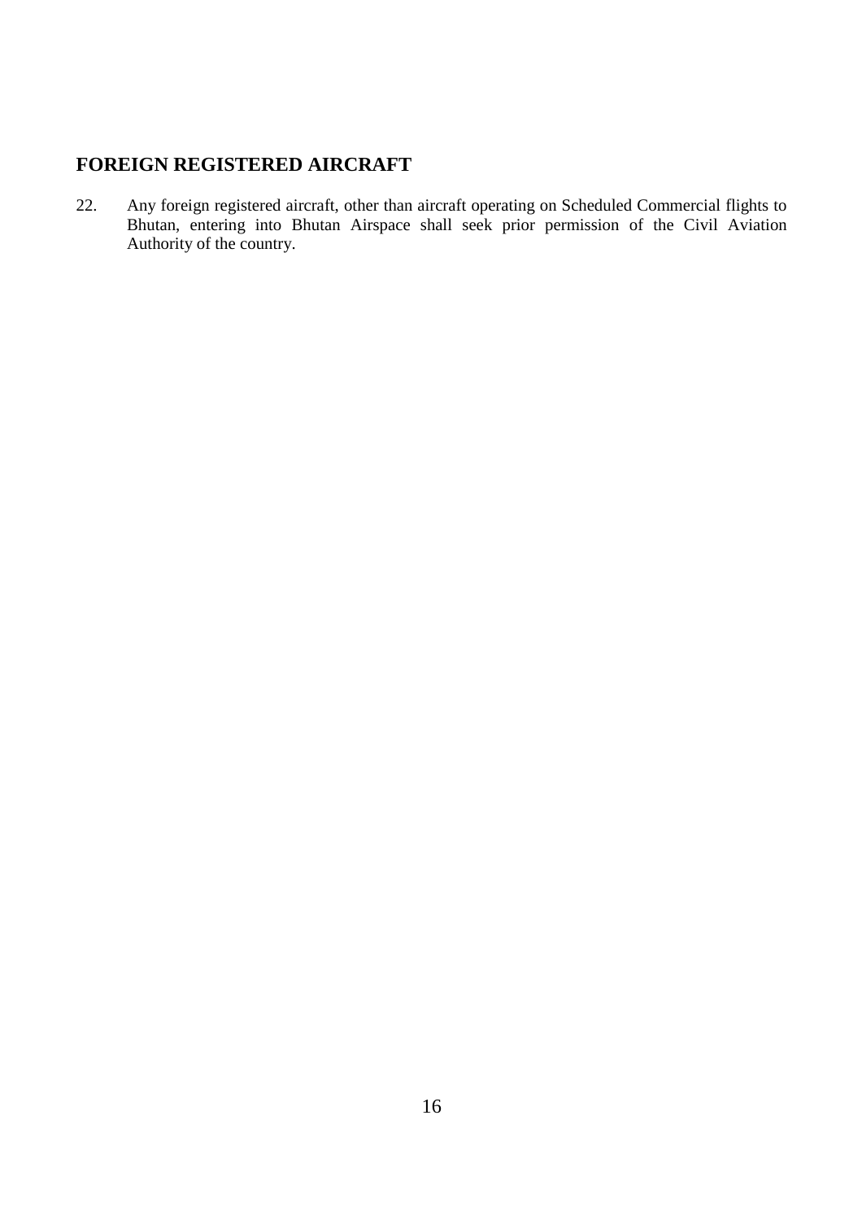## FOREIGN REGISTERED AIRCRAFT

22. Any foreign registered aircraft, other than aircraft operating on Scheduled Commercial flights to Bhutan, entering into Bhutan Airspace shall seek prior permission of the Civil Aviation Authority of the country.